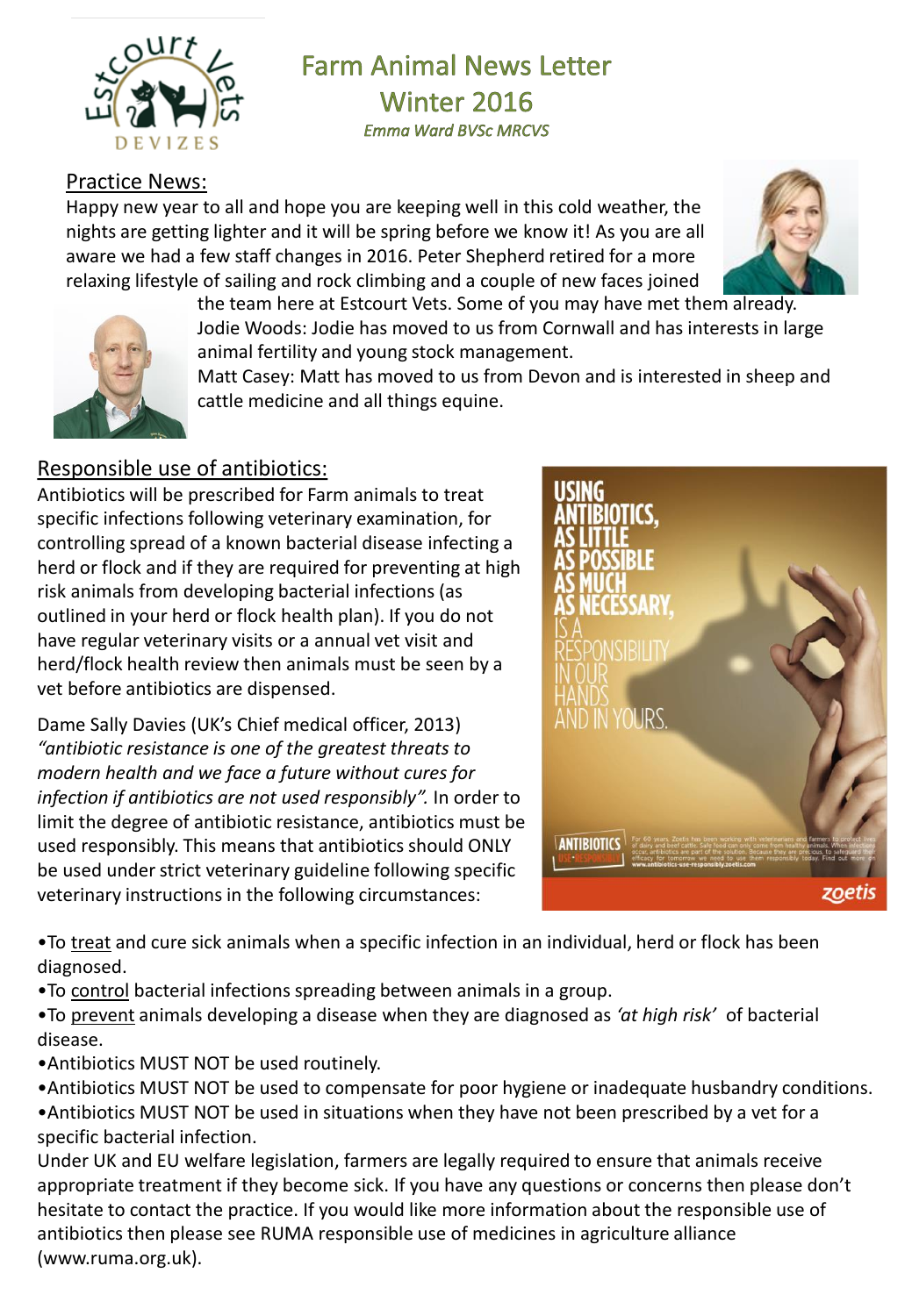# Farm Animal News Letter
## Winter 2016
*Emma Ward BVSc MRCVS*

### Practice News:

Happy new year to all and hope you are keeping well in this cold weather, the nights are getting lighter and it will be spring before we know it! As you are all aware we had a few staff changes in 2016. Peter Shepherd retired for a more relaxing lifestyle of sailing and rock climbing and a couple of new faces joined the team here at Estcourt Vets. Some of you may have met them already.

Jodie Woods: Jodie has moved to us from Cornwall and has interests in large animal fertility and young stock management.

Matt Casey: Matt has moved to us from Devon and is interested in sheep and cattle medicine and all things equine.

### Responsible use of antibiotics:

Antibiotics will be prescribed for Farm animals to treat specific infections following veterinary examination, for controlling spread of a known bacterial disease infecting a herd or flock and if they are required for preventing at high risk animals from developing bacterial infections (as outlined in your herd or flock health plan). If you do not have regular veterinary visits or a annual vet visit and herd/flock health review then animals must be seen by a vet before antibiotics are dispensed.

Dame Sally Davies (UK's Chief medical officer, 2013) *"antibiotic resistance is one of the greatest threats to modern health and we face a future without cures for infection if antibiotics are not used responsibly".* In order to limit the degree of antibiotic resistance, antibiotics must be used responsibly. This means that antibiotics should ONLY be used under strict veterinary guideline following specific veterinary instructions in the following circumstances:

- To treat and cure sick animals when a specific infection in an individual, herd or flock has been diagnosed.
- To control bacterial infections spreading between animals in a group.
- To prevent animals developing a disease when they are diagnosed as *'at high risk'* of bacterial disease.
- Antibiotics MUST NOT be used routinely.
- Antibiotics MUST NOT be used to compensate for poor hygiene or inadequate husbandry conditions.
- Antibiotics MUST NOT be used in situations when they have not been prescribed by a vet for a specific bacterial infection.

Under UK and EU welfare legislation, farmers are legally required to ensure that animals receive appropriate treatment if they become sick. If you have any questions or concerns then please don't hesitate to contact the practice. If you would like more information about the responsible use of antibiotics then please see RUMA responsible use of medicines in agriculture alliance (www.ruma.org.uk).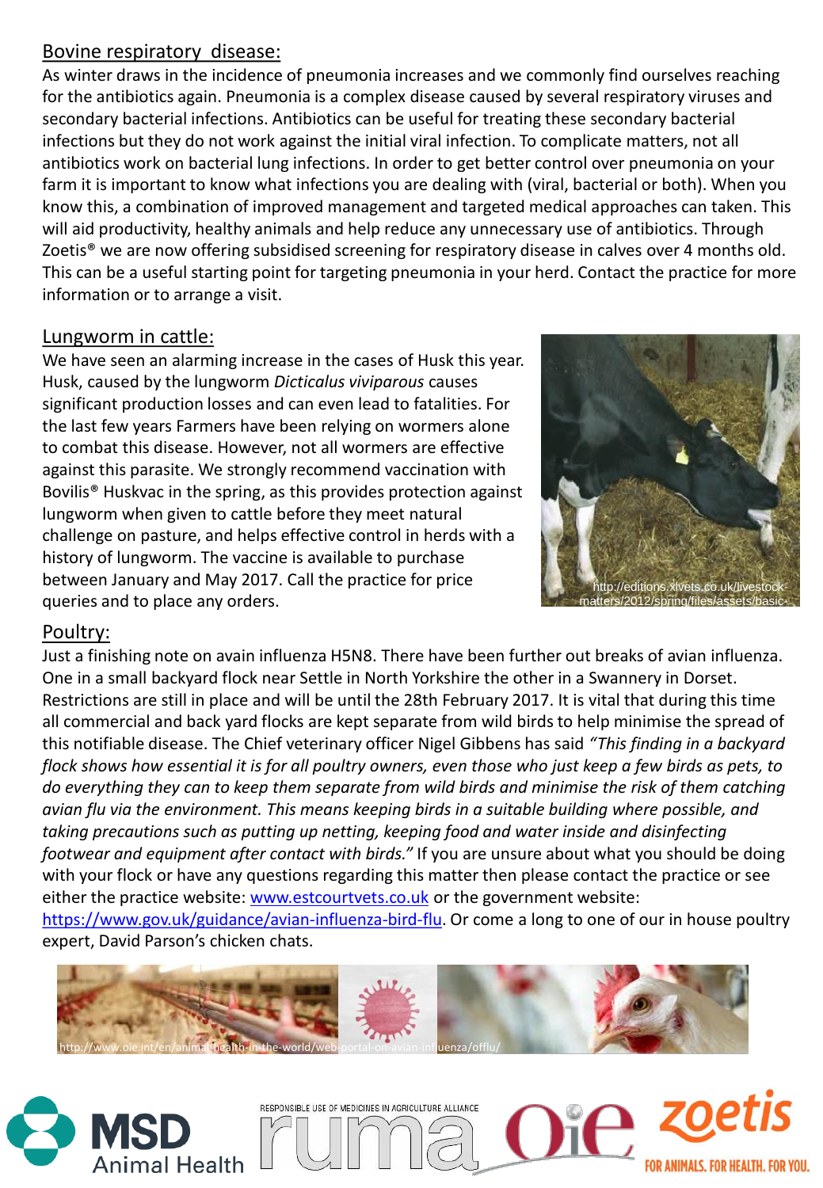## Bovine respiratory disease:

As winter draws in the incidence of pneumonia increases and we commonly find ourselves reaching for the antibiotics again. Pneumonia is a complex disease caused by several respiratory viruses and secondary bacterial infections. Antibiotics can be useful for treating these secondary bacterial infections but they do not work against the initial viral infection. To complicate matters, not all antibiotics work on bacterial lung infections. In order to get better control over pneumonia on your farm it is important to know what infections you are dealing with (viral, bacterial or both). When you know this, a combination of improved management and targeted medical approaches can taken. This will aid productivity, healthy animals and help reduce any unnecessary use of antibiotics. Through Zoetis® we are now offering subsidised screening for respiratory disease in calves over 4 months old. This can be a useful starting point for targeting pneumonia in your herd. Contact the practice for more information or to arrange a visit.

## Lungworm in cattle:

We have seen an alarming increase in the cases of Husk this year. Husk, caused by the lungworm *Dicticalus viviparous* causes significant production losses and can even lead to fatalities. For the last few years Farmers have been relying on wormers alone to combat this disease. However, not all wormers are effective against this parasite. We strongly recommend vaccination with Bovilis® Huskvac in the spring, as this provides protection against lungworm when given to cattle before they meet natural challenge on pasture, and helps effective control in herds with a history of lungworm. The vaccine is available to purchase between January and May 2017. Call the practice for price queries and to place any orders.

http://editions.xlvets.co.uk/livestock-matters/2012/spring/files/assets/basic-

## Poultry:

Just a finishing note on avain influenza H5N8. There have been further out breaks of avian influenza. One in a small backyard flock near Settle in North Yorkshire the other in a Swannery in Dorset. Restrictions are still in place and will be until the 28th February 2017. It is vital that during this time all commercial and back yard flocks are kept separate from wild birds to help minimise the spread of this notifiable disease. The Chief veterinary officer Nigel Gibbens has said *"This finding in a backyard flock shows how essential it is for all poultry owners, even those who just keep a few birds as pets, to do everything they can to keep them separate from wild birds and minimise the risk of them catching avian flu via the environment. This means keeping birds in a suitable building where possible, and taking precautions such as putting up netting, keeping food and water inside and disinfecting footwear and equipment after contact with birds."* If you are unsure about what you should be doing with your flock or have any questions regarding this matter then please contact the practice or see either the practice website: www.estcourtvets.co.uk or the government website: https://www.gov.uk/guidance/avian-influenza-bird-flu. Or come a long to one of our in house poultry expert, David Parson's chicken chats.

http://www.oie.int/en/animal-health-in-the-world/web-portal-on-avian-influenza/offlu/

MSD Animal Health

RESPONSIBLE USE OF MEDICINES IN AGRICULTURE ALLIANCE ruma

OIE

zoetis FOR ANIMALS. FOR HEALTH. FOR YOU.